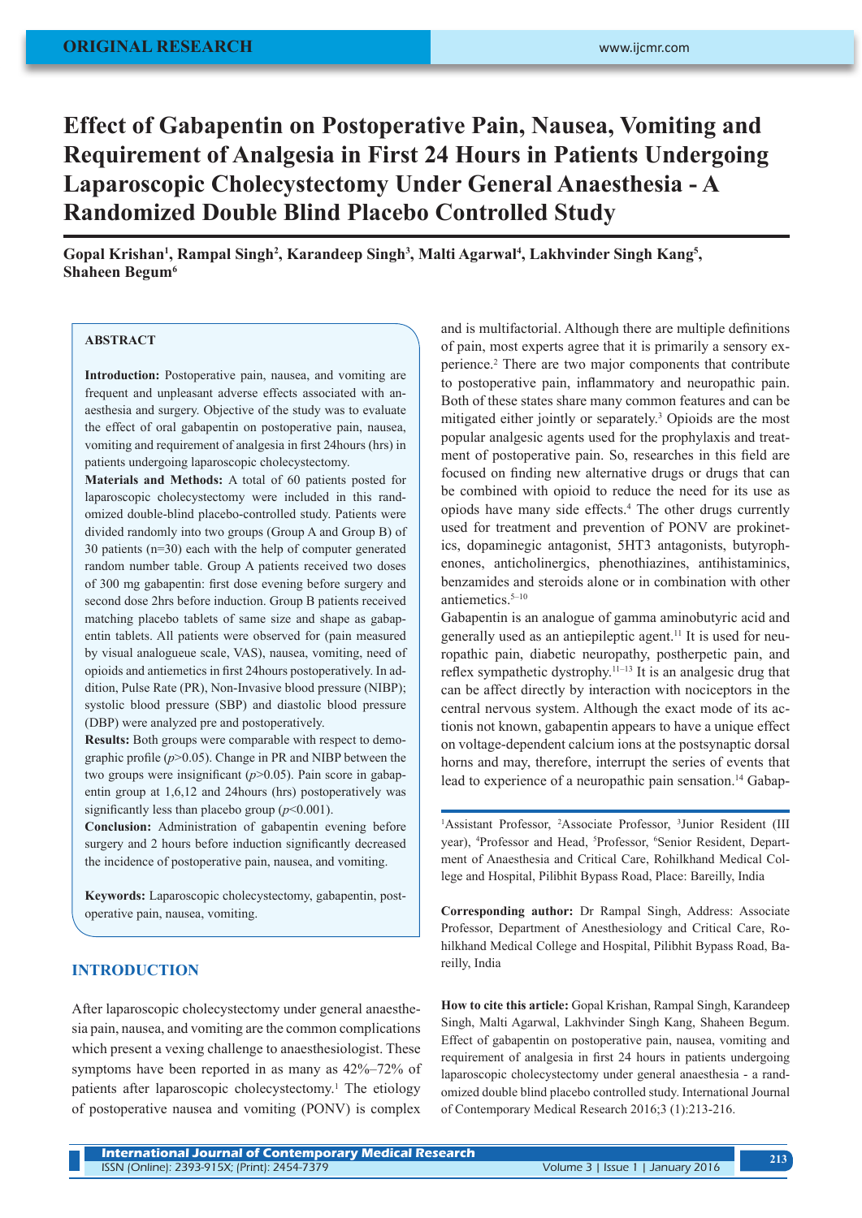ORIGINAL RESEARCH

# Effect of Gabapentin on Postoperative Pain, Nausea, Vomiting and Requirement of Analgesia in First 24 Hours in Patients Undergoing Laparoscopic Cholecystectomy Under General Anaesthesia - A Randomized Double Blind Placebo Controlled Study

**Gopal Krishan[1], Rampal Singh[2], Karandeep Singh[3], Malti Agarwal[4], Lakhvinder Singh Kang[5], Shaheen Begum[6]**

## ABSTRACT

**Introduction:** Postoperative pain, nausea, and vomiting are frequent and unpleasant adverse effects associated with anaesthesia and surgery. Objective of the study was to evaluate the effect of oral gabapentin on postoperative pain, nausea, vomiting and requirement of analgesia in first 24hours (hrs) in patients undergoing laparoscopic cholecystectomy.

**Materials and Methods:** A total of 60 patients posted for laparoscopic cholecystectomy were included in this randomized double-blind placebo-controlled study. Patients were divided randomly into two groups (Group A and Group B) of 30 patients (n=30) each with the help of computer generated random number table. Group A patients received two doses of 300 mg gabapentin: first dose evening before surgery and second dose 2hrs before induction. Group B patients received matching placebo tablets of same size and shape as gabapentin tablets. All patients were observed for (pain measured by visual analogueue scale, VAS), nausea, vomiting, need of opioids and antiemetics in first 24hours postoperatively. In addition, Pulse Rate (PR), Non-Invasive blood pressure (NIBP); systolic blood pressure (SBP) and diastolic blood pressure (DBP) were analyzed pre and postoperatively.

**Results:** Both groups were comparable with respect to demographic profile ($p$>0.05). Change in PR and NIBP between the two groups were insignificant ($p$>0.05). Pain score in gabapentin group at 1,6,12 and 24hours (hrs) postoperatively was significantly less than placebo group ($p$<0.001).

**Conclusion:** Administration of gabapentin evening before surgery and 2 hours before induction significantly decreased the incidence of postoperative pain, nausea, and vomiting.

**Keywords:** Laparoscopic cholecystectomy, gabapentin, postoperative pain, nausea, vomiting.

## INTRODUCTION

After laparoscopic cholecystectomy under general anaesthesia pain, nausea, and vomiting are the common complications which present a vexing challenge to anaesthesiologist. These symptoms have been reported in as many as 42%–72% of patients after laparoscopic cholecystectomy.[1] The etiology of postoperative nausea and vomiting (PONV) is complex and is multifactorial. Although there are multiple definitions of pain, most experts agree that it is primarily a sensory experience.[2] There are two major components that contribute to postoperative pain, inflammatory and neuropathic pain. Both of these states share many common features and can be mitigated either jointly or separately.[3] Opioids are the most popular analgesic agents used for the prophylaxis and treatment of postoperative pain. So, researches in this field are focused on finding new alternative drugs or drugs that can be combined with opioid to reduce the need for its use as opiods have many side effects.[4] The other drugs currently used for treatment and prevention of PONV are prokinetics, dopaminegic antagonist, 5HT3 antagonists, butyrophenones, anticholinergics, phenothiazines, antihistaminics, benzamides and steroids alone or in combination with other antiemetics.[5–10]

Gabapentin is an analogue of gamma aminobutyric acid and generally used as an antiepileptic agent.[11] It is used for neuropathic pain, diabetic neuropathy, postherpetic pain, and reflex sympathetic dystrophy.[11–13] It is an analgesic drug that can be affect directly by interaction with nociceptors in the central nervous system. Although the exact mode of its actionis not known, gabapentin appears to have a unique effect on voltage-dependent calcium ions at the postsynaptic dorsal horns and may, therefore, interrupt the series of events that lead to experience of a neuropathic pain sensation.[14] Gabap-

[1]Assistant Professor, [2]Associate Professor, [3]Junior Resident (III year), [4]Professor and Head, [5]Professor, [6]Senior Resident, Department of Anaesthesia and Critical Care, Rohilkhand Medical College and Hospital, Pilibhit Bypass Road, Place: Bareilly, India

**Corresponding author:** Dr Rampal Singh, Address: Associate Professor, Department of Anesthesiology and Critical Care, Rohilkhand Medical College and Hospital, Pilibhit Bypass Road, Bareilly, India

**How to cite this article:** Gopal Krishan, Rampal Singh, Karandeep Singh, Malti Agarwal, Lakhvinder Singh Kang, Shaheen Begum. Effect of gabapentin on postoperative pain, nausea, vomiting and requirement of analgesia in first 24 hours in patients undergoing laparoscopic cholecystectomy under general anaesthesia - a randomized double blind placebo controlled study. International Journal of Contemporary Medical Research 2016;3 (1):213-216.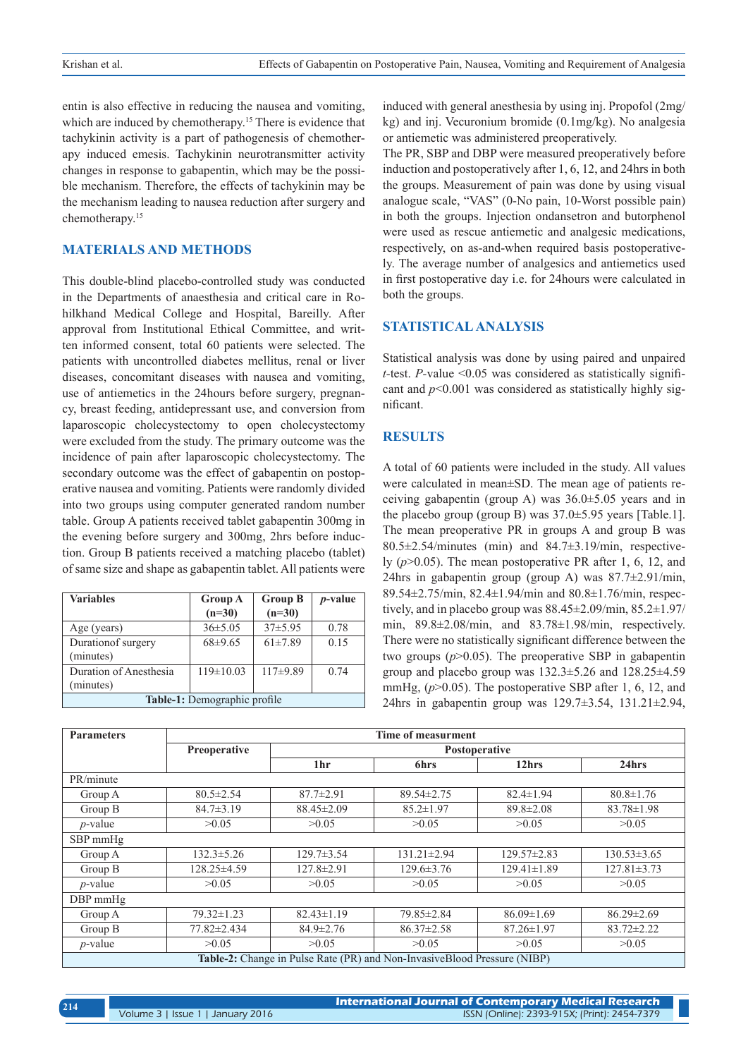entin is also effective in reducing the nausea and vomiting, which are induced by chemotherapy.[15] There is evidence that tachykinin activity is a part of pathogenesis of chemotherapy induced emesis. Tachykinin neurotransmitter activity changes in response to gabapentin, which may be the possible mechanism. Therefore, the effects of tachykinin may be the mechanism leading to nausea reduction after surgery and chemotherapy.[15]

## MATERIALS AND METHODS

This double-blind placebo-controlled study was conducted in the Departments of anaesthesia and critical care in Rohilkhand Medical College and Hospital, Bareilly. After approval from Institutional Ethical Committee, and written informed consent, total 60 patients were selected. The patients with uncontrolled diabetes mellitus, renal or liver diseases, concomitant diseases with nausea and vomiting, use of antiemetics in the 24hours before surgery, pregnancy, breast feeding, antidepressant use, and conversion from laparoscopic cholecystectomy to open cholecystectomy were excluded from the study. The primary outcome was the incidence of pain after laparoscopic cholecystectomy. The secondary outcome was the effect of gabapentin on postoperative nausea and vomiting. Patients were randomly divided into two groups using computer generated random number table. Group A patients received tablet gabapentin 300mg in the evening before surgery and 300mg, 2hrs before induction. Group B patients received a matching placebo (tablet) of same size and shape as gabapentin tablet. All patients were induced with general anesthesia by using inj. Propofol (2mg/kg) and inj. Vecuronium bromide (0.1mg/kg). No analgesia or antiemetic was administered preoperatively.

The PR, SBP and DBP were measured preoperatively before induction and postoperatively after 1, 6, 12, and 24hrs in both the groups. Measurement of pain was done by using visual analogue scale, "VAS" (0-No pain, 10-Worst possible pain) in both the groups. Injection ondansetron and butorphenol were used as rescue antiemetic and analgesic medications, respectively, on as-and-when required basis postoperatively. The average number of analgesics and antiemetics used in first postoperative day i.e. for 24hours were calculated in both the groups.

| Variables | Group A (n=30) | Group B (n=30) | *p*-value |
|---|---|---|---|
| Age (years) | 36±5.05 | 37±5.95 | 0.78 |
| Durationof surgery (minutes) | 68±9.65 | 61±7.89 | 0.15 |
| Duration of Anesthesia (minutes) | 119±10.03 | 117±9.89 | 0.74 |

**Table-1:** Demographic profile

## STATISTICAL ANALYSIS

Statistical analysis was done by using paired and unpaired *t*-test. *P*-value <0.05 was considered as statistically significant and $p<0.001$ was considered as statistically highly significant.

## RESULTS

A total of 60 patients were included in the study. All values were calculated in mean±SD. The mean age of patients receiving gabapentin (group A) was 36.0±5.05 years and in the placebo group (group B) was 37.0±5.95 years [Table.1]. The mean preoperative PR in groups A and group B was 80.5±2.54/minutes (min) and 84.7±3.19/min, respectively ($p>0.05$). The mean postoperative PR after 1, 6, 12, and 24hrs in gabapentin group (group A) was 87.7±2.91/min, 89.54±2.75/min, 82.4±1.94/min and 80.8±1.76/min, respectively, and in placebo group was 88.45±2.09/min, 85.2±1.97/min, 89.8±2.08/min, and 83.78±1.98/min, respectively. There were no statistically significant difference between the two groups ($p>0.05$). The preoperative SBP in gabapentin group and placebo group was 132.3±5.26 and 128.25±4.59 mmHg, ($p>0.05$). The postoperative SBP after 1, 6, 12, and 24hrs in gabapentin group was 129.7±3.54, 131.21±2.94,

| Parameters | Time of measurment | | | | |
|---|---|---|---|---|---|
| | Preoperative | Postoperative | | | |
| | | 1hr | 6hrs | 12hrs | 24hrs |
| PR/minute | | | | | |
| Group A | 80.5±2.54 | 87.7±2.91 | 89.54±2.75 | 82.4±1.94 | 80.8±1.76 |
| Group B | 84.7±3.19 | 88.45±2.09 | 85.2±1.97 | 89.8±2.08 | 83.78±1.98 |
| *p*-value | >0.05 | >0.05 | >0.05 | >0.05 | >0.05 |
| SBP mmHg | | | | | |
| Group A | 132.3±5.26 | 129.7±3.54 | 131.21±2.94 | 129.57±2.83 | 130.53±3.65 |
| Group B | 128.25±4.59 | 127.8±2.91 | 129.6±3.76 | 129.41±1.89 | 127.81±3.73 |
| *p*-value | >0.05 | >0.05 | >0.05 | >0.05 | >0.05 |
| DBP mmHg | | | | | |
| Group A | 79.32±1.23 | 82.43±1.19 | 79.85±2.84 | 86.09±1.69 | 86.29±2.69 |
| Group B | 77.82±2.434 | 84.9±2.76 | 86.37±2.58 | 87.26±1.97 | 83.72±2.22 |
| *p*-value | >0.05 | >0.05 | >0.05 | >0.05 | >0.05 |

**Table-2:** Change in Pulse Rate (PR) and Non-InvasiveBlood Pressure (NIBP)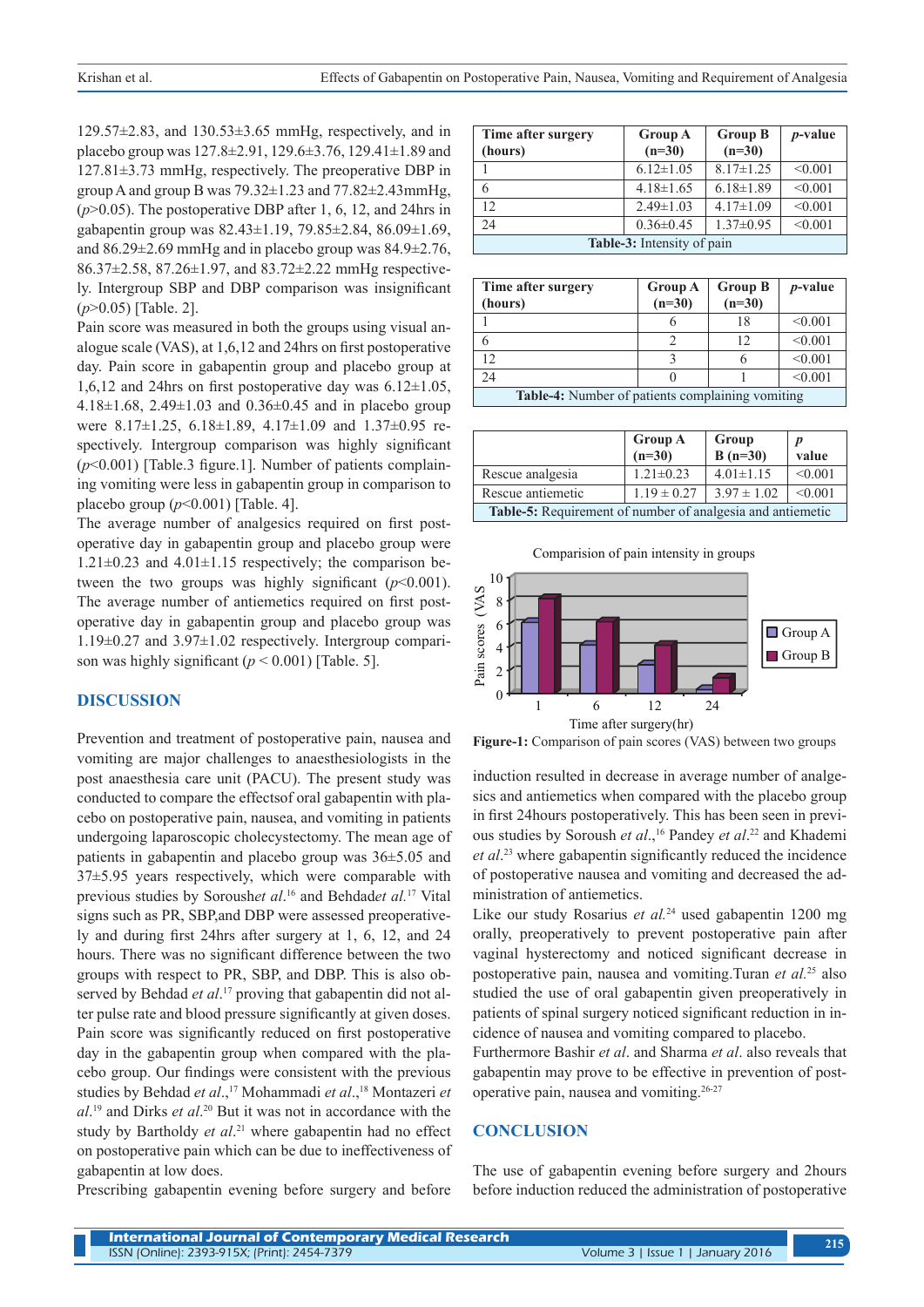129.57±2.83, and 130.53±3.65 mmHg, respectively, and in placebo group was 127.8±2.91, 129.6±3.76, 129.41±1.89 and 127.81±3.73 mmHg, respectively. The preoperative DBP in group A and group B was 79.32±1.23 and 77.82±2.43mmHg, ($p$>0.05). The postoperative DBP after 1, 6, 12, and 24hrs in gabapentin group was 82.43±1.19, 79.85±2.84, 86.09±1.69, and 86.29±2.69 mmHg and in placebo group was 84.9±2.76, 86.37±2.58, 87.26±1.97, and 83.72±2.22 mmHg respectively. Intergroup SBP and DBP comparison was insignificant ($p$>0.05) [Table. 2].

Pain score was measured in both the groups using visual analogue scale (VAS), at 1,6,12 and 24hrs on first postoperative day. Pain score in gabapentin group and placebo group at 1,6,12 and 24hrs on first postoperative day was 6.12±1.05, 4.18±1.68, 2.49±1.03 and 0.36±0.45 and in placebo group were 8.17±1.25, 6.18±1.89, 4.17±1.09 and 1.37±0.95 respectively. Intergroup comparison was highly significant ($p$<0.001) [Table.3 figure.1]. Number of patients complaining vomiting were less in gabapentin group in comparison to placebo group ($p$<0.001) [Table. 4].

The average number of analgesics required on first postoperative day in gabapentin group and placebo group were 1.21±0.23 and 4.01±1.15 respectively; the comparison between the two groups was highly significant ($p$<0.001). The average number of antiemetics required on first postoperative day in gabapentin group and placebo group was 1.19±0.27 and 3.97±1.02 respectively. Intergroup comparison was highly significant ($p$ < 0.001) [Table. 5].

| Time after surgery (hours) | Group A (n=30) | Group B (n=30) | *p*-value |
|---|---|---|---|
| 1 | 6.12±1.05 | 8.17±1.25 | <0.001 |
| 6 | 4.18±1.65 | 6.18±1.89 | <0.001 |
| 12 | 2.49±1.03 | 4.17±1.09 | <0.001 |
| 24 | 0.36±0.45 | 1.37±0.95 | <0.001 |

**Table-3:** Intensity of pain

| Time after surgery (hours) | Group A (n=30) | Group B (n=30) | *p*-value |
|---|---|---|---|
| 1 | 6 | 18 | <0.001 |
| 6 | 2 | 12 | <0.001 |
| 12 | 3 | 6 | <0.001 |
| 24 | 0 | 1 | <0.001 |

**Table-4:** Number of patients complaining vomiting

| | Group A (n=30) | Group B (n=30) | *p* value |
|---|---|---|---|
| Rescue analgesia | 1.21±0.23 | 4.01±1.15 | <0.001 |
| Rescue antiemetic | 1.19 ± 0.27 | 3.97 ± 1.02 | <0.001 |

**Table-5:** Requirement of number of analgesia and antiemetic

**Figure-1:** Comparison of pain scores (VAS) between two groups

## DISCUSSION

Prevention and treatment of postoperative pain, nausea and vomiting are major challenges to anaesthesiologists in the post anaesthesia care unit (PACU). The present study was conducted to compare the effectsof oral gabapentin with placebo on postoperative pain, nausea, and vomiting in patients undergoing laparoscopic cholecystectomy. The mean age of patients in gabapentin and placebo group was 36±5.05 and 37±5.95 years respectively, which were comparable with previous studies by Soroush*et al*.[16] and Behdad*et al*.[17] Vital signs such as PR, SBP,and DBP were assessed preoperatively and during first 24hrs after surgery at 1, 6, 12, and 24 hours. There was no significant difference between the two groups with respect to PR, SBP, and DBP. This is also observed by Behdad *et al*.[17] proving that gabapentin did not alter pulse rate and blood pressure significantly at given doses. Pain score was significantly reduced on first postoperative day in the gabapentin group when compared with the placebo group. Our findings were consistent with the previous studies by Behdad *et al*.,[17] Mohammadi *et al*.,[18] Montazeri *et al*.[19] and Dirks *et al*.[20] But it was not in accordance with the study by Bartholdy *et al*.[21] where gabapentin had no effect on postoperative pain which can be due to ineffectiveness of gabapentin at low does.

Prescribing gabapentin evening before surgery and before induction resulted in decrease in average number of analgesics and antiemetics when compared with the placebo group in first 24hours postoperatively. This has been seen in previous studies by Soroush *et al*.,[16] Pandey *et al*.[22] and Khademi *et al*.[23] where gabapentin significantly reduced the incidence of postoperative nausea and vomiting and decreased the administration of antiemetics.

Like our study Rosarius *et al*.[24] used gabapentin 1200 mg orally, preoperatively to prevent postoperative pain after vaginal hysterectomy and noticed significant decrease in postoperative pain, nausea and vomiting.Turan *et al*.[25] also studied the use of oral gabapentin given preoperatively in patients of spinal surgery noticed significant reduction in incidence of nausea and vomiting compared to placebo.

Furthermore Bashir *et al*. and Sharma *et al*. also reveals that gabapentin may prove to be effective in prevention of postoperative pain, nausea and vomiting.[26-27]

## CONCLUSION

The use of gabapentin evening before surgery and 2hours before induction reduced the administration of postoperative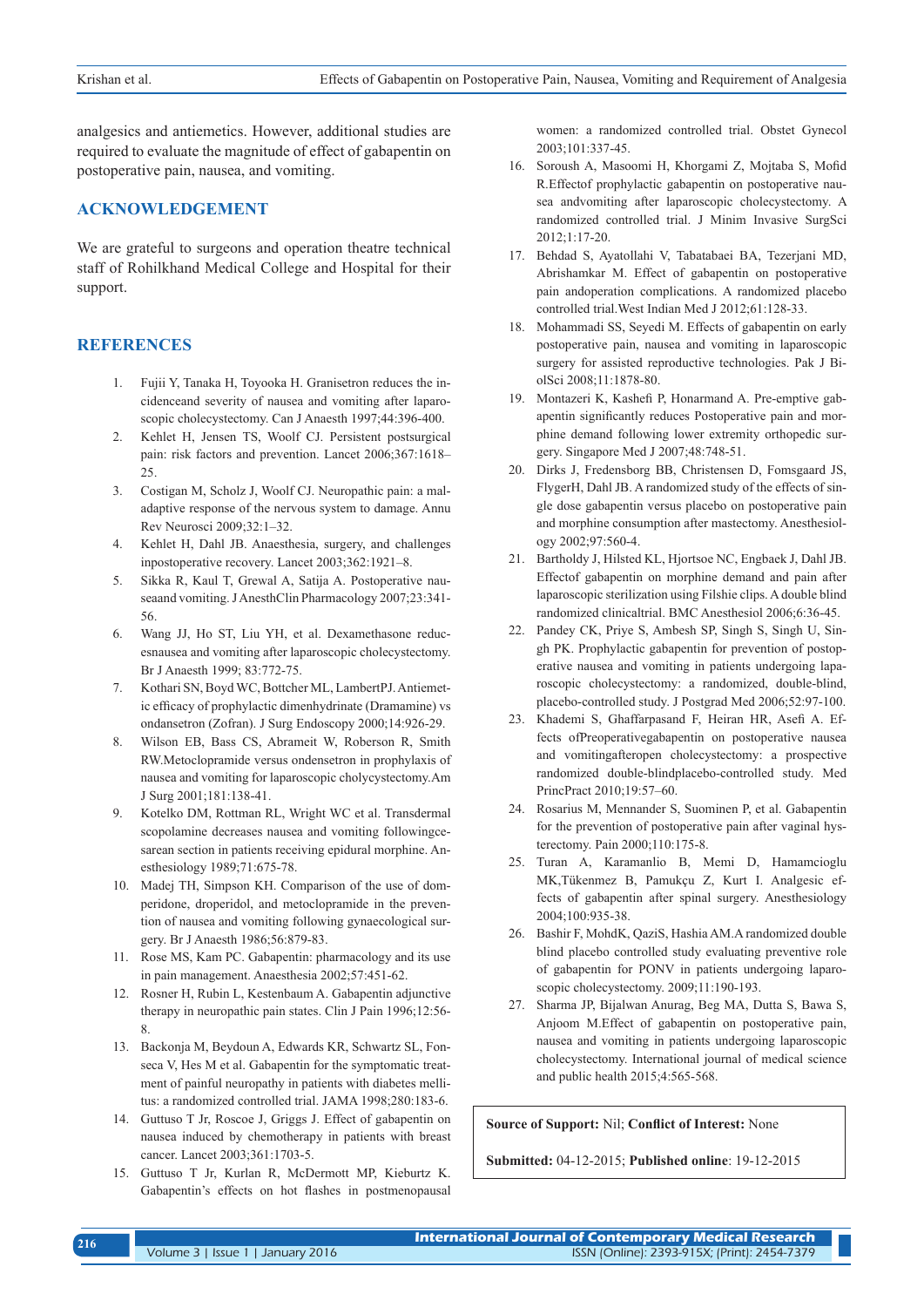analgesics and antiemetics. However, additional studies are required to evaluate the magnitude of effect of gabapentin on postoperative pain, nausea, and vomiting.

## ACKNOWLEDGEMENT

We are grateful to surgeons and operation theatre technical staff of Rohilkhand Medical College and Hospital for their support.

## REFERENCES

1. Fujii Y, Tanaka H, Toyooka H. Granisetron reduces the incidenceand severity of nausea and vomiting after laparoscopic cholecystectomy. Can J Anaesth 1997;44:396-400.
2. Kehlet H, Jensen TS, Woolf CJ. Persistent postsurgical pain: risk factors and prevention. Lancet 2006;367:1618–25.
3. Costigan M, Scholz J, Woolf CJ. Neuropathic pain: a maladaptive response of the nervous system to damage. Annu Rev Neurosci 2009;32:1–32.
4. Kehlet H, Dahl JB. Anaesthesia, surgery, and challenges inpostoperative recovery. Lancet 2003;362:1921–8.
5. Sikka R, Kaul T, Grewal A, Satija A. Postoperative nauseaand vomiting. J AnesthClin Pharmacology 2007;23:341-56.
6. Wang JJ, Ho ST, Liu YH, et al. Dexamethasone reducesnausea and vomiting after laparoscopic cholecystectomy. Br J Anaesth 1999; 83:772-75.
7. Kothari SN, Boyd WC, Bottcher ML, LambertPJ. Antiemetic efficacy of prophylactic dimenhydrinate (Dramamine) vs ondansetron (Zofran). J Surg Endoscopy 2000;14:926-29.
8. Wilson EB, Bass CS, Abrameit W, Roberson R, Smith RW.Metoclopramide versus ondensetron in prophylaxis of nausea and vomiting for laparoscopic cholycystectomy.Am J Surg 2001;181:138-41.
9. Kotelko DM, Rottman RL, Wright WC et al. Transdermal scopolamine decreases nausea and vomiting followingcesarean section in patients receiving epidural morphine. Anesthesiology 1989;71:675-78.
10. Madej TH, Simpson KH. Comparison of the use of domperidone, droperidol, and metoclopramide in the prevention of nausea and vomiting following gynaecological surgery. Br J Anaesth 1986;56:879-83.
11. Rose MS, Kam PC. Gabapentin: pharmacology and its use in pain management. Anaesthesia 2002;57:451-62.
12. Rosner H, Rubin L, Kestenbaum A. Gabapentin adjunctive therapy in neuropathic pain states. Clin J Pain 1996;12:56-8.
13. Backonja M, Beydoun A, Edwards KR, Schwartz SL, Fonseca V, Hes M et al. Gabapentin for the symptomatic treatment of painful neuropathy in patients with diabetes mellitus: a randomized controlled trial. JAMA 1998;280:183-6.
14. Guttuso T Jr, Roscoe J, Griggs J. Effect of gabapentin on nausea induced by chemotherapy in patients with breast cancer. Lancet 2003;361:1703-5.
15. Guttuso T Jr, Kurlan R, McDermott MP, Kieburtz K. Gabapentin's effects on hot flashes in postmenopausal women: a randomized controlled trial. Obstet Gynecol 2003;101:337-45.
16. Soroush A, Masoomi H, Khorgami Z, Mojtaba S, Mofid R.Effectof prophylactic gabapentin on postoperative nausea andvomiting after laparoscopic cholecystectomy. A randomized controlled trial. J Minim Invasive SurgSci 2012;1:17-20.
17. Behdad S, Ayatollahi V, Tabatabaei BA, Tezerjani MD, Abrishamkar M. Effect of gabapentin on postoperative pain andoperation complications. A randomized placebo controlled trial.West Indian Med J 2012;61:128-33.
18. Mohammadi SS, Seyedi M. Effects of gabapentin on early postoperative pain, nausea and vomiting in laparoscopic surgery for assisted reproductive technologies. Pak J BiolSci 2008;11:1878-80.
19. Montazeri K, Kashefi P, Honarmand A. Pre-emptive gabapentin significantly reduces Postoperative pain and morphine demand following lower extremity orthopedic surgery. Singapore Med J 2007;48:748-51.
20. Dirks J, Fredensborg BB, Christensen D, Fomsgaard JS, FlygerH, Dahl JB. A randomized study of the effects of single dose gabapentin versus placebo on postoperative pain and morphine consumption after mastectomy. Anesthesiology 2002;97:560-4.
21. Bartholdy J, Hilsted KL, Hjortsoe NC, Engbaek J, Dahl JB. Effectof gabapentin on morphine demand and pain after laparoscopic sterilization using Filshie clips. A double blind randomized clinicaltrial. BMC Anesthesiol 2006;6:36-45.
22. Pandey CK, Priye S, Ambesh SP, Singh S, Singh U, Singh PK. Prophylactic gabapentin for prevention of postoperative nausea and vomiting in patients undergoing laparoscopic cholecystectomy: a randomized, double-blind, placebo-controlled study. J Postgrad Med 2006;52:97-100.
23. Khademi S, Ghaffarpasand F, Heiran HR, Asefi A. Effects ofPreoperativegabapentin on postoperative nausea and vomitingafteropen cholecystectomy: a prospective randomized double-blindplacebo-controlled study. Med PrincPract 2010;19:57–60.
24. Rosarius M, Mennander S, Suominen P, et al. Gabapentin for the prevention of postoperative pain after vaginal hysterectomy. Pain 2000;110:175-8.
25. Turan A, Karamanlio B, Memi D, Hamamcioglu MK,Tükenmez B, Pamukçu Z, Kurt I. Analgesic effects of gabapentin after spinal surgery. Anesthesiology 2004;100:935-38.
26. Bashir F, MohdK, QaziS, Hashia AM.A randomized double blind placebo controlled study evaluating preventive role of gabapentin for PONV in patients undergoing laparoscopic cholecystectomy. 2009;11:190-193.
27. Sharma JP, Bijalwan Anurag, Beg MA, Dutta S, Bawa S, Anjoom M.Effect of gabapentin on postoperative pain, nausea and vomiting in patients undergoing laparoscopic cholecystectomy. International journal of medical science and public health 2015;4:565-568.

**Source of Support:** Nil; **Conflict of Interest:** None

**Submitted:** 04-12-2015; **Published online**: 19-12-2015